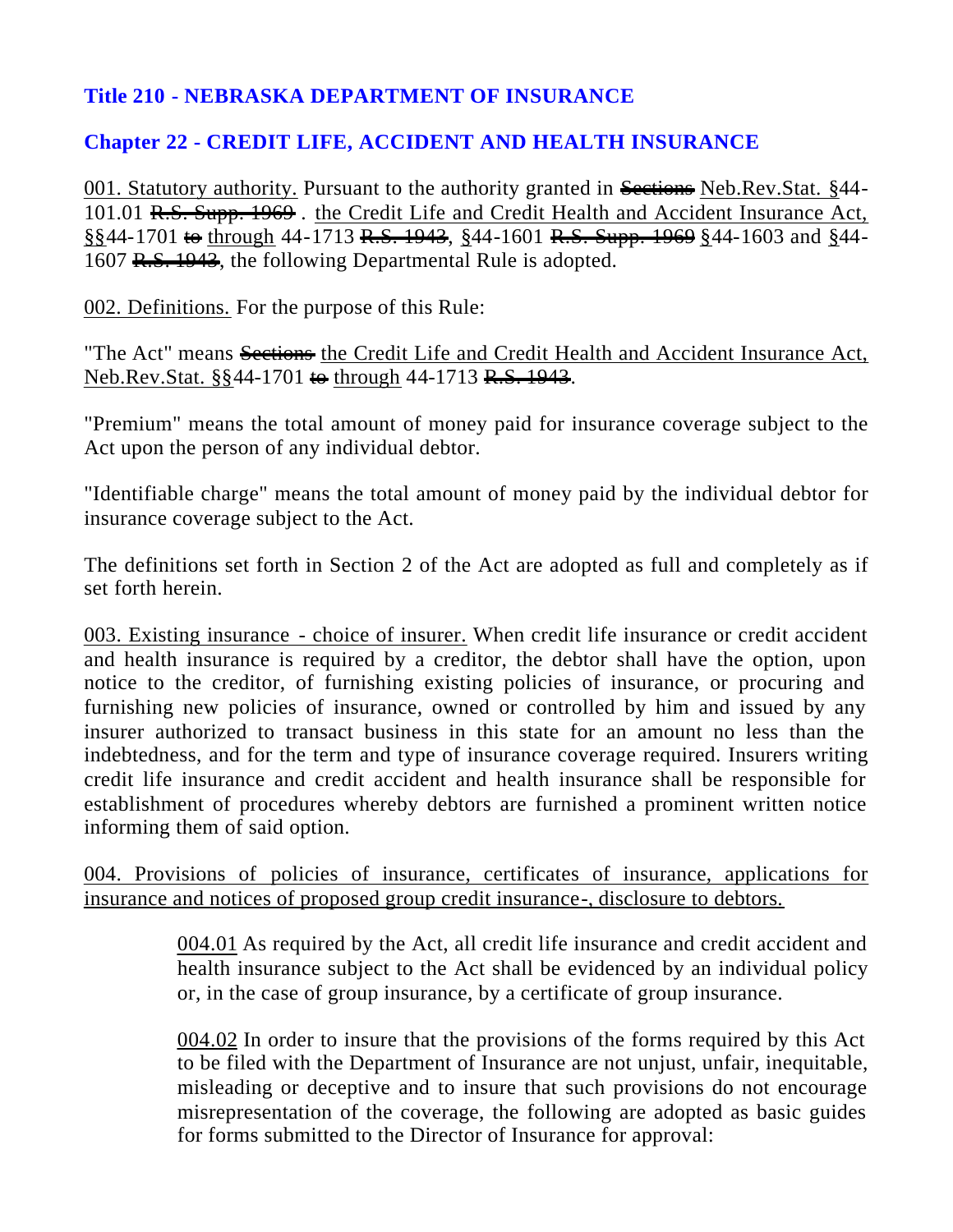# Title 210 - NEBRASKA DEPARTMENT OF INSURANCE

## Chapter 22 - CREDIT LIFE, ACCIDENT AND HEALTH INSURANCE

<u>001. Statutory authority.</u> Pursuant to the authority granted in ~~Sections~~ <u>Neb.Rev.Stat. §</u>44-101.01 ~~R.S. Supp. 1969~~ . <u>the Credit Life and Credit Health and Accident Insurance Act, §§</u>44-1701 ~~to~~ <u>through</u> 44-1713 ~~R.S. 1943~~, <u>§</u>44-1601 ~~R.S. Supp. 1969~~ <u>§</u>44-1603 and <u>§</u>44-1607 ~~R.S. 1943~~, the following Departmental Rule is adopted.

<u>002. Definitions.</u> For the purpose of this Rule:

"The Act" means ~~Sections~~ <u>the Credit Life and Credit Health and Accident Insurance Act, Neb.Rev.Stat. §§</u>44-1701 ~~to~~ <u>through</u> 44-1713 ~~R.S. 1943~~.

"Premium" means the total amount of money paid for insurance coverage subject to the Act upon the person of any individual debtor.

"Identifiable charge" means the total amount of money paid by the individual debtor for insurance coverage subject to the Act.

The definitions set forth in Section 2 of the Act are adopted as full and completely as if set forth herein.

<u>003. Existing insurance - choice of insurer.</u> When credit life insurance or credit accident and health insurance is required by a creditor, the debtor shall have the option, upon notice to the creditor, of furnishing existing policies of insurance, or procuring and furnishing new policies of insurance, owned or controlled by him and issued by any insurer authorized to transact business in this state for an amount no less than the indebtedness, and for the term and type of insurance coverage required. Insurers writing credit life insurance and credit accident and health insurance shall be responsible for establishment of procedures whereby debtors are furnished a prominent written notice informing them of said option.

<u>004. Provisions of policies of insurance, certificates of insurance, applications for insurance and notices of proposed group credit insurance-, disclosure to debtors.</u>

<u>004.01</u> As required by the Act, all credit life insurance and credit accident and health insurance subject to the Act shall be evidenced by an individual policy or, in the case of group insurance, by a certificate of group insurance.

<u>004.02</u> In order to insure that the provisions of the forms required by this Act to be filed with the Department of Insurance are not unjust, unfair, inequitable, misleading or deceptive and to insure that such provisions do not encourage misrepresentation of the coverage, the following are adopted as basic guides for forms submitted to the Director of Insurance for approval: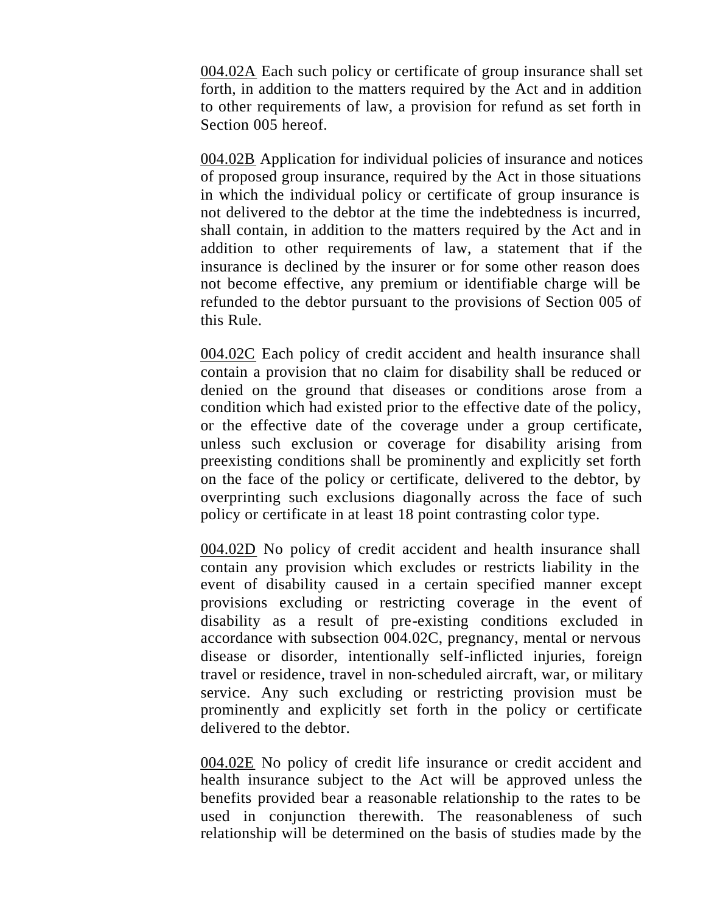<u>004.02A</u> Each such policy or certificate of group insurance shall set forth, in addition to the matters required by the Act and in addition to other requirements of law, a provision for refund as set forth in Section 005 hereof.

<u>004.02B</u> Application for individual policies of insurance and notices of proposed group insurance, required by the Act in those situations in which the individual policy or certificate of group insurance is not delivered to the debtor at the time the indebtedness is incurred, shall contain, in addition to the matters required by the Act and in addition to other requirements of law, a statement that if the insurance is declined by the insurer or for some other reason does not become effective, any premium or identifiable charge will be refunded to the debtor pursuant to the provisions of Section 005 of this Rule.

<u>004.02C</u> Each policy of credit accident and health insurance shall contain a provision that no claim for disability shall be reduced or denied on the ground that diseases or conditions arose from a condition which had existed prior to the effective date of the policy, or the effective date of the coverage under a group certificate, unless such exclusion or coverage for disability arising from preexisting conditions shall be prominently and explicitly set forth on the face of the policy or certificate, delivered to the debtor, by overprinting such exclusions diagonally across the face of such policy or certificate in at least 18 point contrasting color type.

<u>004.02D</u> No policy of credit accident and health insurance shall contain any provision which excludes or restricts liability in the event of disability caused in a certain specified manner except provisions excluding or restricting coverage in the event of disability as a result of pre-existing conditions excluded in accordance with subsection 004.02C, pregnancy, mental or nervous disease or disorder, intentionally self-inflicted injuries, foreign travel or residence, travel in non-scheduled aircraft, war, or military service. Any such excluding or restricting provision must be prominently and explicitly set forth in the policy or certificate delivered to the debtor.

<u>004.02E</u> No policy of credit life insurance or credit accident and health insurance subject to the Act will be approved unless the benefits provided bear a reasonable relationship to the rates to be used in conjunction therewith. The reasonableness of such relationship will be determined on the basis of studies made by the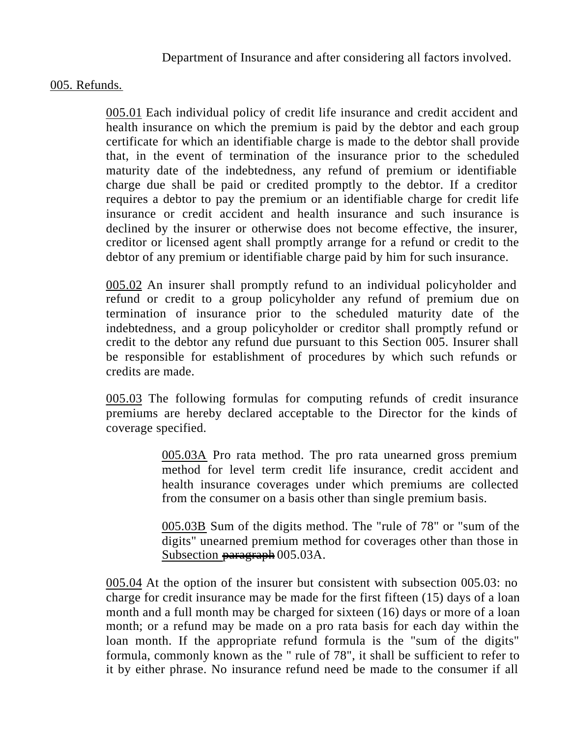Department of Insurance and after considering all factors involved.

005. Refunds.

005.01 Each individual policy of credit life insurance and credit accident and health insurance on which the premium is paid by the debtor and each group certificate for which an identifiable charge is made to the debtor shall provide that, in the event of termination of the insurance prior to the scheduled maturity date of the indebtedness, any refund of premium or identifiable charge due shall be paid or credited promptly to the debtor. If a creditor requires a debtor to pay the premium or an identifiable charge for credit life insurance or credit accident and health insurance and such insurance is declined by the insurer or otherwise does not become effective, the insurer, creditor or licensed agent shall promptly arrange for a refund or credit to the debtor of any premium or identifiable charge paid by him for such insurance.

005.02 An insurer shall promptly refund to an individual policyholder and refund or credit to a group policyholder any refund of premium due on termination of insurance prior to the scheduled maturity date of the indebtedness, and a group policyholder or creditor shall promptly refund or credit to the debtor any refund due pursuant to this Section 005. Insurer shall be responsible for establishment of procedures by which such refunds or credits are made.

005.03 The following formulas for computing refunds of credit insurance premiums are hereby declared acceptable to the Director for the kinds of coverage specified.

005.03A Pro rata method. The pro rata unearned gross premium method for level term credit life insurance, credit accident and health insurance coverages under which premiums are collected from the consumer on a basis other than single premium basis.

005.03B Sum of the digits method. The "rule of 78" or "sum of the digits" unearned premium method for coverages other than those in Subsection ~~paragraph~~ 005.03A.

005.04 At the option of the insurer but consistent with subsection 005.03: no charge for credit insurance may be made for the first fifteen (15) days of a loan month and a full month may be charged for sixteen (16) days or more of a loan month; or a refund may be made on a pro rata basis for each day within the loan month. If the appropriate refund formula is the "sum of the digits" formula, commonly known as the " rule of 78", it shall be sufficient to refer to it by either phrase. No insurance refund need be made to the consumer if all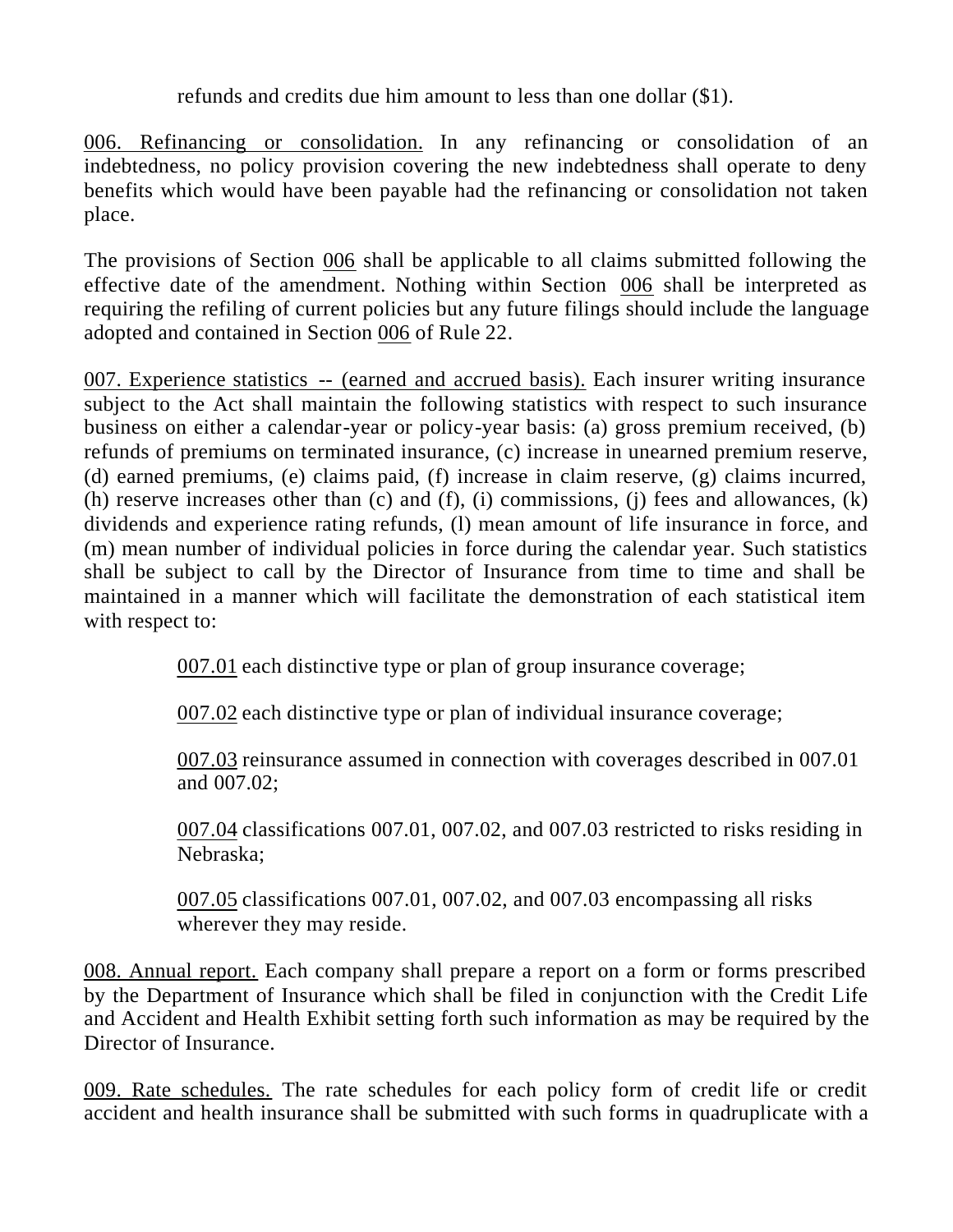refunds and credits due him amount to less than one dollar ($1).

006. Refinancing or consolidation. In any refinancing or consolidation of an indebtedness, no policy provision covering the new indebtedness shall operate to deny benefits which would have been payable had the refinancing or consolidation not taken place.

The provisions of Section 006 shall be applicable to all claims submitted following the effective date of the amendment. Nothing within Section 006 shall be interpreted as requiring the refiling of current policies but any future filings should include the language adopted and contained in Section 006 of Rule 22.

007. Experience statistics -- (earned and accrued basis). Each insurer writing insurance subject to the Act shall maintain the following statistics with respect to such insurance business on either a calendar-year or policy-year basis: (a) gross premium received, (b) refunds of premiums on terminated insurance, (c) increase in unearned premium reserve, (d) earned premiums, (e) claims paid, (f) increase in claim reserve, (g) claims incurred, (h) reserve increases other than (c) and (f), (i) commissions, (j) fees and allowances, (k) dividends and experience rating refunds, (l) mean amount of life insurance in force, and (m) mean number of individual policies in force during the calendar year. Such statistics shall be subject to call by the Director of Insurance from time to time and shall be maintained in a manner which will facilitate the demonstration of each statistical item with respect to:

007.01 each distinctive type or plan of group insurance coverage;

007.02 each distinctive type or plan of individual insurance coverage;

007.03 reinsurance assumed in connection with coverages described in 007.01 and 007.02;

007.04 classifications 007.01, 007.02, and 007.03 restricted to risks residing in Nebraska;

007.05 classifications 007.01, 007.02, and 007.03 encompassing all risks wherever they may reside.

008. Annual report. Each company shall prepare a report on a form or forms prescribed by the Department of Insurance which shall be filed in conjunction with the Credit Life and Accident and Health Exhibit setting forth such information as may be required by the Director of Insurance.

009. Rate schedules. The rate schedules for each policy form of credit life or credit accident and health insurance shall be submitted with such forms in quadruplicate with a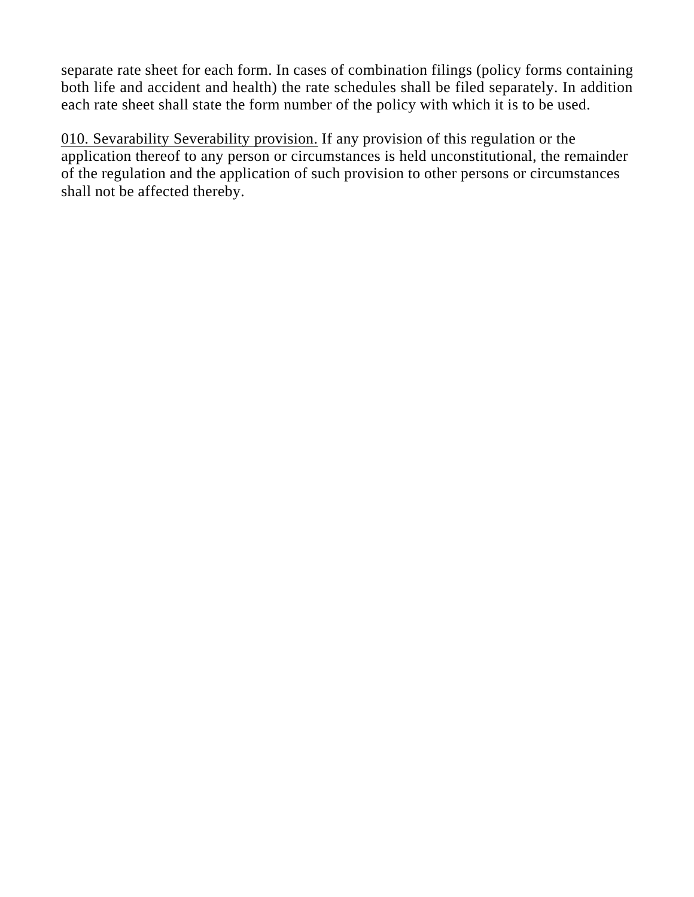separate rate sheet for each form. In cases of combination filings (policy forms containing both life and accident and health) the rate schedules shall be filed separately. In addition each rate sheet shall state the form number of the policy with which it is to be used.

010. Sevarability Severability provision. If any provision of this regulation or the application thereof to any person or circumstances is held unconstitutional, the remainder of the regulation and the application of such provision to other persons or circumstances shall not be affected thereby.